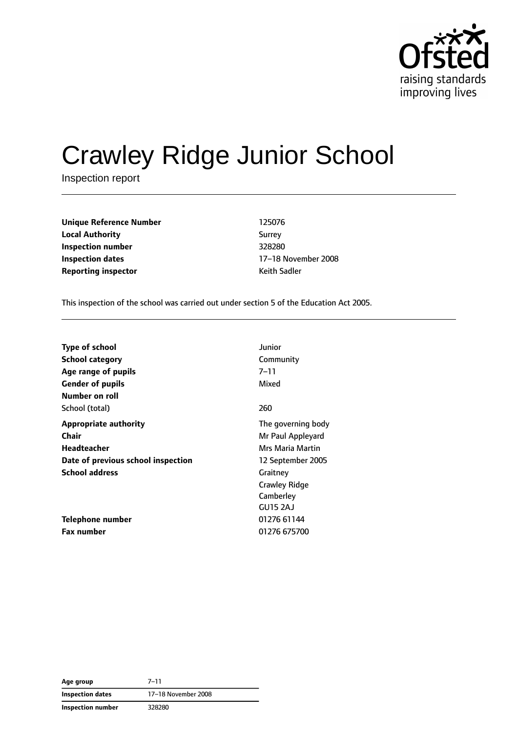# Crawley Ridge Junior School

Inspection report

| | |
|---|---|
| **Unique Reference Number** | 125076 |
| **Local Authority** | Surrey |
| **Inspection number** | 328280 |
| **Inspection dates** | 17–18 November 2008 |
| **Reporting inspector** | Keith Sadler |

This inspection of the school was carried out under section 5 of the Education Act 2005.

| | |
|---|---|
| **Type of school** | Junior |
| **School category** | Community |
| **Age range of pupils** | 7–11 |
| **Gender of pupils** | Mixed |
| **Number on roll** | |
| School (total) | 260 |
| **Appropriate authority** | The governing body |
| **Chair** | Mr Paul Appleyard |
| **Headteacher** | Mrs Maria Martin |
| **Date of previous school inspection** | 12 September 2005 |
| **School address** | Graitney<br>Crawley Ridge<br>Camberley<br>GU15 2AJ |
| **Telephone number** | 01276 61144 |
| **Fax number** | 01276 675700 |

| | |
|---|---|
| **Age group** | 7–11 |
| **Inspection dates** | 17–18 November 2008 |
| **Inspection number** | 328280 |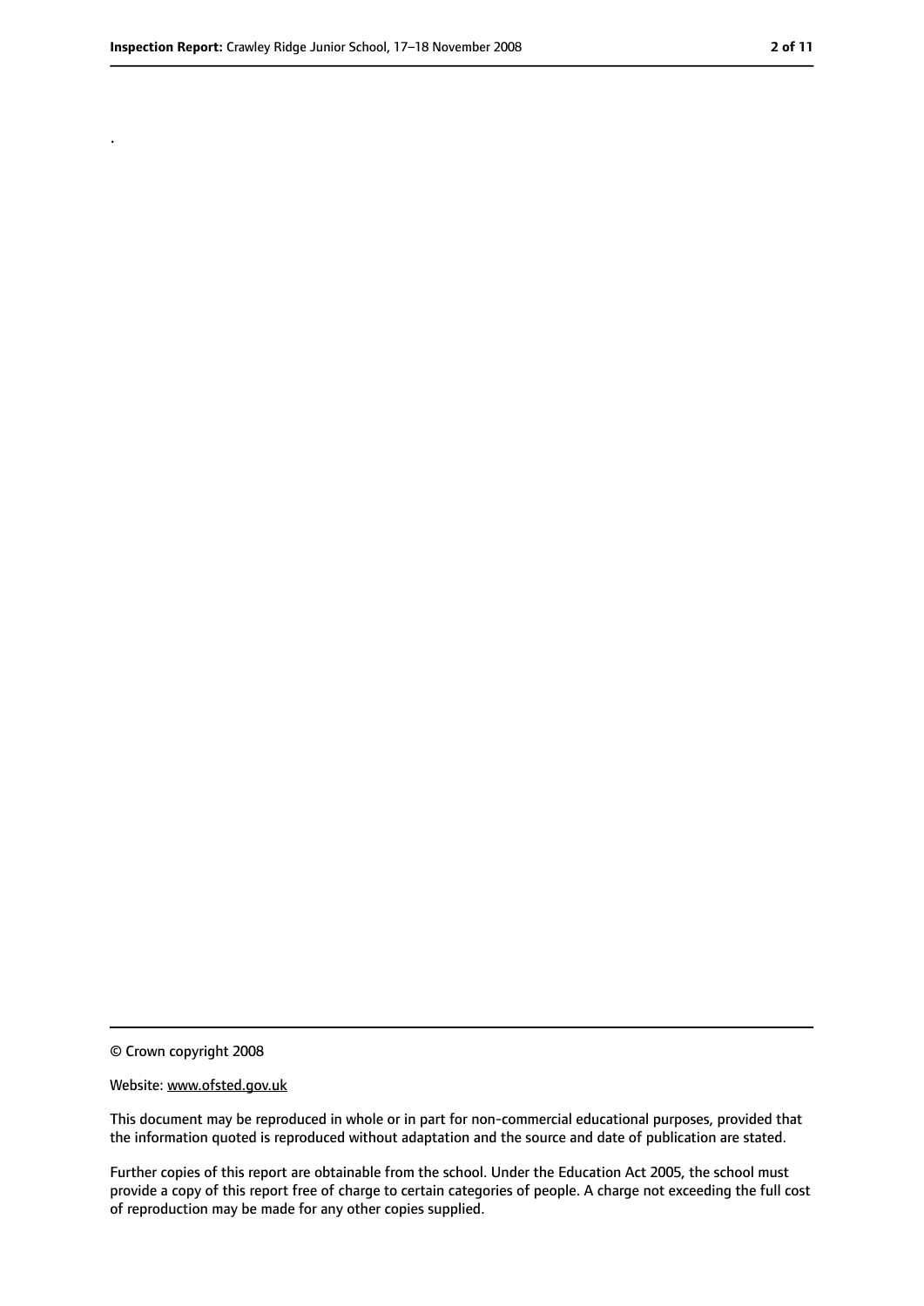.

© Crown copyright 2008

Website: www.ofsted.gov.uk

This document may be reproduced in whole or in part for non-commercial educational purposes, provided that the information quoted is reproduced without adaptation and the source and date of publication are stated.

Further copies of this report are obtainable from the school. Under the Education Act 2005, the school must provide a copy of this report free of charge to certain categories of people. A charge not exceeding the full cost of reproduction may be made for any other copies supplied.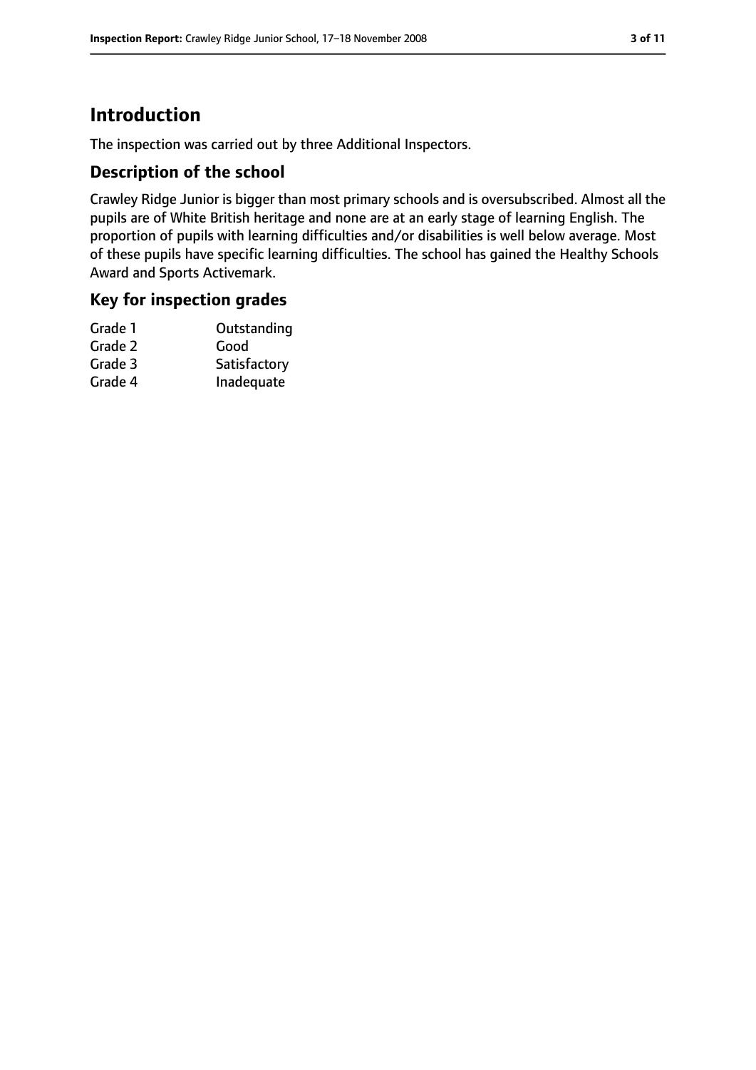# Introduction

The inspection was carried out by three Additional Inspectors.

## Description of the school

Crawley Ridge Junior is bigger than most primary schools and is oversubscribed. Almost all the pupils are of White British heritage and none are at an early stage of learning English. The proportion of pupils with learning difficulties and/or disabilities is well below average. Most of these pupils have specific learning difficulties. The school has gained the Healthy Schools Award and Sports Activemark.

## Key for inspection grades

| | |
|---|---|
| Grade 1 | Outstanding |
| Grade 2 | Good |
| Grade 3 | Satisfactory |
| Grade 4 | Inadequate |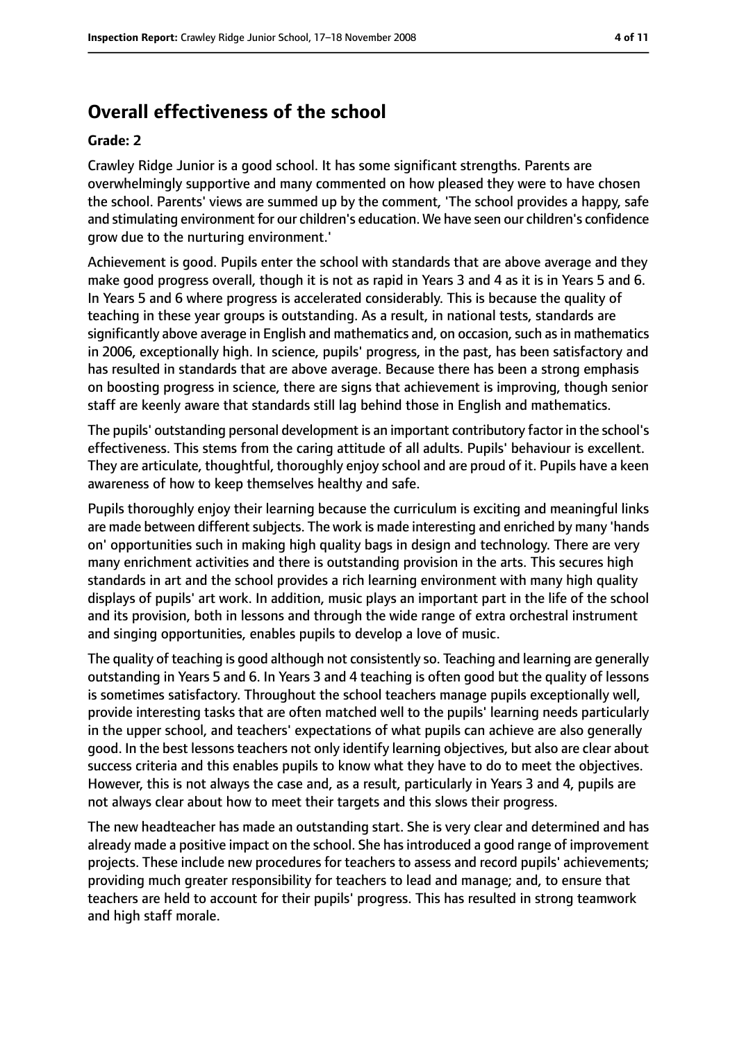## Overall effectiveness of the school

### Grade: 2

Crawley Ridge Junior is a good school. It has some significant strengths. Parents are overwhelmingly supportive and many commented on how pleased they were to have chosen the school. Parents' views are summed up by the comment, 'The school provides a happy, safe and stimulating environment for our children's education. We have seen our children's confidence grow due to the nurturing environment.'

Achievement is good. Pupils enter the school with standards that are above average and they make good progress overall, though it is not as rapid in Years 3 and 4 as it is in Years 5 and 6. In Years 5 and 6 where progress is accelerated considerably. This is because the quality of teaching in these year groups is outstanding. As a result, in national tests, standards are significantly above average in English and mathematics and, on occasion, such as in mathematics in 2006, exceptionally high. In science, pupils' progress, in the past, has been satisfactory and has resulted in standards that are above average. Because there has been a strong emphasis on boosting progress in science, there are signs that achievement is improving, though senior staff are keenly aware that standards still lag behind those in English and mathematics.

The pupils' outstanding personal development is an important contributory factor in the school's effectiveness. This stems from the caring attitude of all adults. Pupils' behaviour is excellent. They are articulate, thoughtful, thoroughly enjoy school and are proud of it. Pupils have a keen awareness of how to keep themselves healthy and safe.

Pupils thoroughly enjoy their learning because the curriculum is exciting and meaningful links are made between different subjects. The work is made interesting and enriched by many 'hands on' opportunities such in making high quality bags in design and technology. There are very many enrichment activities and there is outstanding provision in the arts. This secures high standards in art and the school provides a rich learning environment with many high quality displays of pupils' art work. In addition, music plays an important part in the life of the school and its provision, both in lessons and through the wide range of extra orchestral instrument and singing opportunities, enables pupils to develop a love of music.

The quality of teaching is good although not consistently so. Teaching and learning are generally outstanding in Years 5 and 6. In Years 3 and 4 teaching is often good but the quality of lessons is sometimes satisfactory. Throughout the school teachers manage pupils exceptionally well, provide interesting tasks that are often matched well to the pupils' learning needs particularly in the upper school, and teachers' expectations of what pupils can achieve are also generally good. In the best lessons teachers not only identify learning objectives, but also are clear about success criteria and this enables pupils to know what they have to do to meet the objectives. However, this is not always the case and, as a result, particularly in Years 3 and 4, pupils are not always clear about how to meet their targets and this slows their progress.

The new headteacher has made an outstanding start. She is very clear and determined and has already made a positive impact on the school. She has introduced a good range of improvement projects. These include new procedures for teachers to assess and record pupils' achievements; providing much greater responsibility for teachers to lead and manage; and, to ensure that teachers are held to account for their pupils' progress. This has resulted in strong teamwork and high staff morale.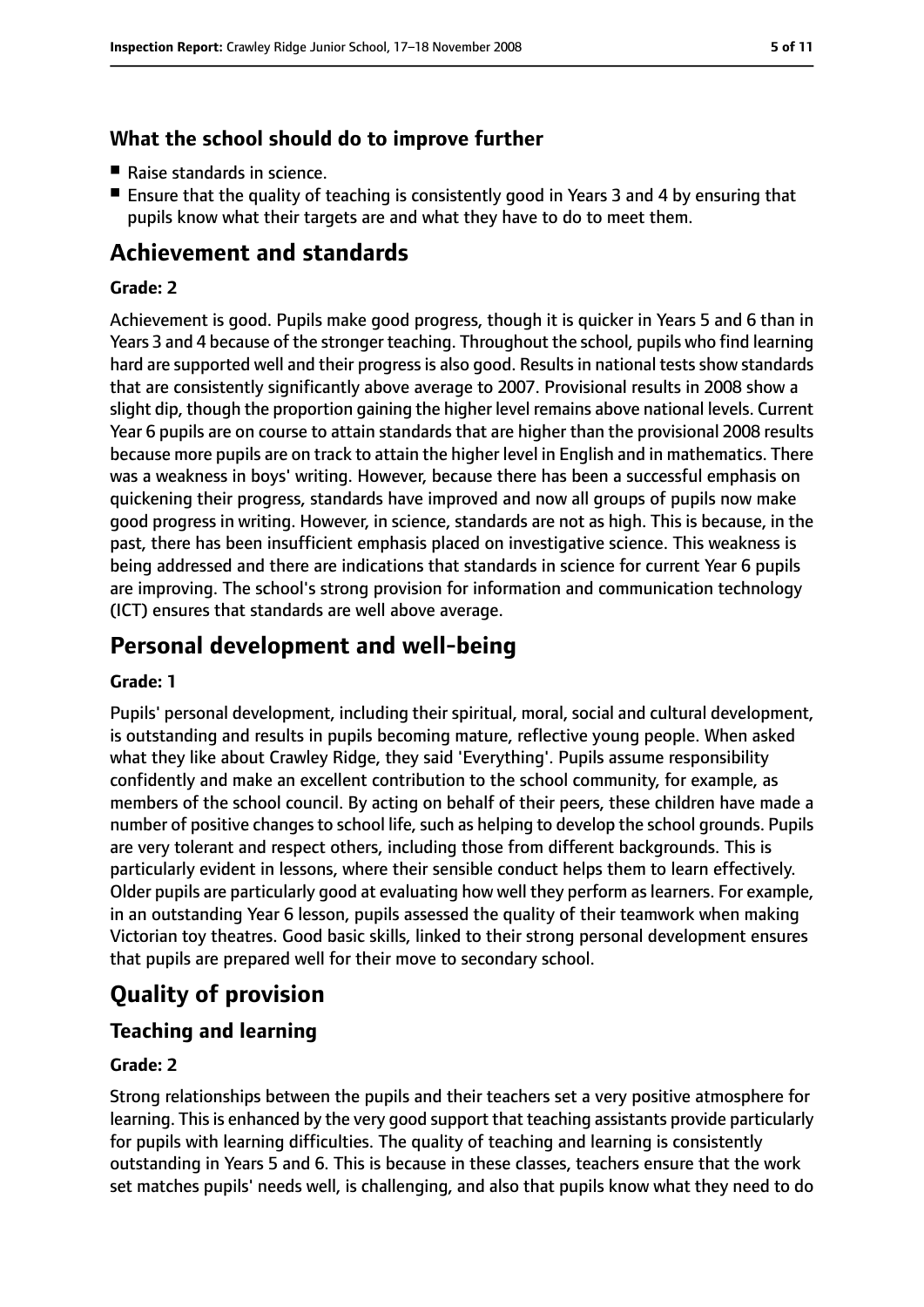### What the school should do to improve further

- Raise standards in science.
- Ensure that the quality of teaching is consistently good in Years 3 and 4 by ensuring that pupils know what their targets are and what they have to do to meet them.

## Achievement and standards

#### Grade: 2

Achievement is good. Pupils make good progress, though it is quicker in Years 5 and 6 than in Years 3 and 4 because of the stronger teaching. Throughout the school, pupils who find learning hard are supported well and their progress is also good. Results in national tests show standards that are consistently significantly above average to 2007. Provisional results in 2008 show a slight dip, though the proportion gaining the higher level remains above national levels. Current Year 6 pupils are on course to attain standards that are higher than the provisional 2008 results because more pupils are on track to attain the higher level in English and in mathematics. There was a weakness in boys' writing. However, because there has been a successful emphasis on quickening their progress, standards have improved and now all groups of pupils now make good progress in writing. However, in science, standards are not as high. This is because, in the past, there has been insufficient emphasis placed on investigative science. This weakness is being addressed and there are indications that standards in science for current Year 6 pupils are improving. The school's strong provision for information and communication technology (ICT) ensures that standards are well above average.

## Personal development and well-being

#### Grade: 1

Pupils' personal development, including their spiritual, moral, social and cultural development, is outstanding and results in pupils becoming mature, reflective young people. When asked what they like about Crawley Ridge, they said 'Everything'. Pupils assume responsibility confidently and make an excellent contribution to the school community, for example, as members of the school council. By acting on behalf of their peers, these children have made a number of positive changes to school life, such as helping to develop the school grounds. Pupils are very tolerant and respect others, including those from different backgrounds. This is particularly evident in lessons, where their sensible conduct helps them to learn effectively. Older pupils are particularly good at evaluating how well they perform as learners. For example, in an outstanding Year 6 lesson, pupils assessed the quality of their teamwork when making Victorian toy theatres. Good basic skills, linked to their strong personal development ensures that pupils are prepared well for their move to secondary school.

## Quality of provision

### Teaching and learning

#### Grade: 2

Strong relationships between the pupils and their teachers set a very positive atmosphere for learning. This is enhanced by the very good support that teaching assistants provide particularly for pupils with learning difficulties. The quality of teaching and learning is consistently outstanding in Years 5 and 6. This is because in these classes, teachers ensure that the work set matches pupils' needs well, is challenging, and also that pupils know what they need to do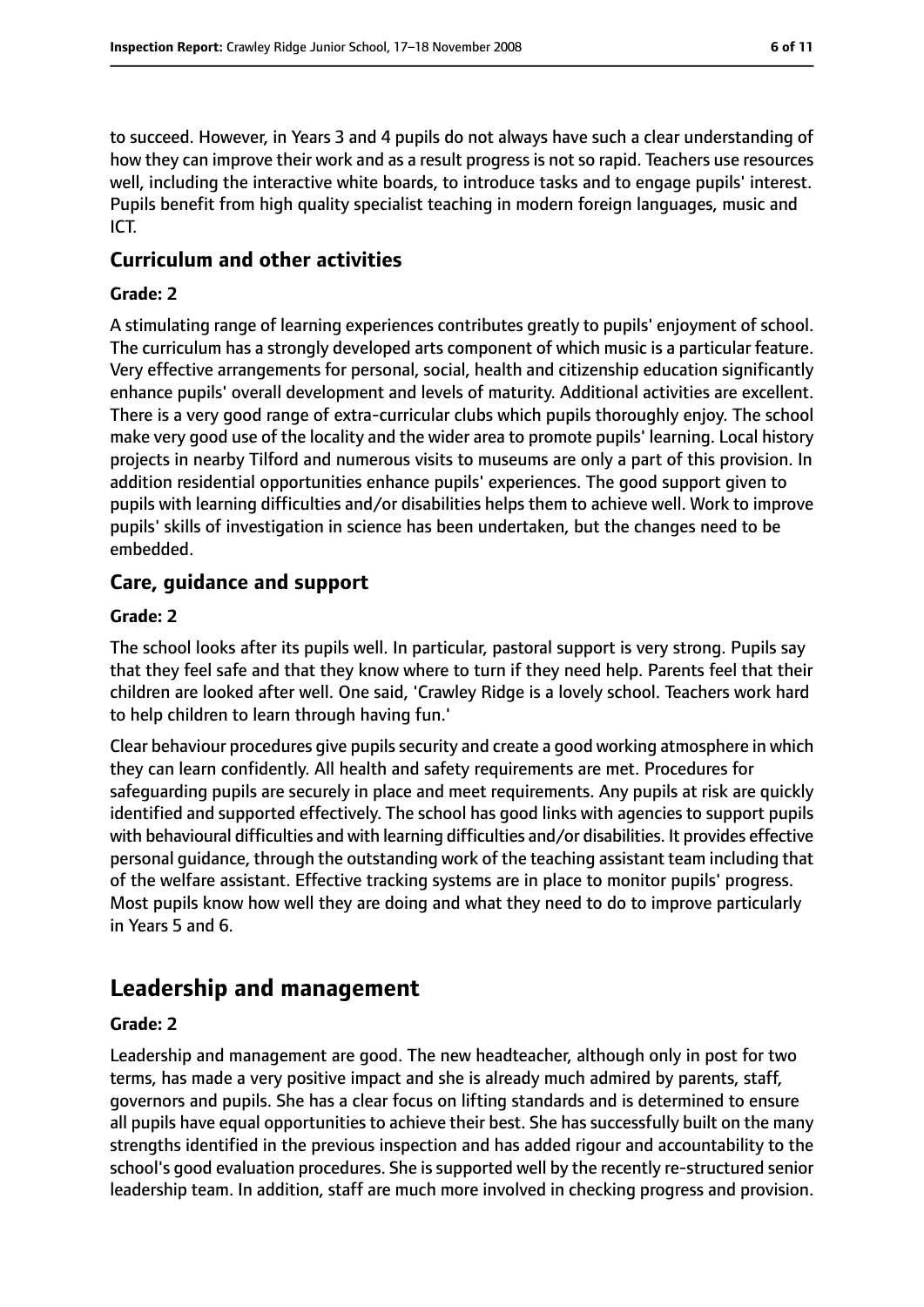to succeed. However, in Years 3 and 4 pupils do not always have such a clear understanding of how they can improve their work and as a result progress is not so rapid. Teachers use resources well, including the interactive white boards, to introduce tasks and to engage pupils' interest. Pupils benefit from high quality specialist teaching in modern foreign languages, music and ICT.

### Curriculum and other activities

#### Grade: 2

A stimulating range of learning experiences contributes greatly to pupils' enjoyment of school. The curriculum has a strongly developed arts component of which music is a particular feature. Very effective arrangements for personal, social, health and citizenship education significantly enhance pupils' overall development and levels of maturity. Additional activities are excellent. There is a very good range of extra-curricular clubs which pupils thoroughly enjoy. The school make very good use of the locality and the wider area to promote pupils' learning. Local history projects in nearby Tilford and numerous visits to museums are only a part of this provision. In addition residential opportunities enhance pupils' experiences. The good support given to pupils with learning difficulties and/or disabilities helps them to achieve well. Work to improve pupils' skills of investigation in science has been undertaken, but the changes need to be embedded.

### Care, guidance and support

#### Grade: 2

The school looks after its pupils well. In particular, pastoral support is very strong. Pupils say that they feel safe and that they know where to turn if they need help. Parents feel that their children are looked after well. One said, 'Crawley Ridge is a lovely school. Teachers work hard to help children to learn through having fun.'

Clear behaviour procedures give pupils security and create a good working atmosphere in which they can learn confidently. All health and safety requirements are met. Procedures for safeguarding pupils are securely in place and meet requirements. Any pupils at risk are quickly identified and supported effectively. The school has good links with agencies to support pupils with behavioural difficulties and with learning difficulties and/or disabilities. It provides effective personal guidance, through the outstanding work of the teaching assistant team including that of the welfare assistant. Effective tracking systems are in place to monitor pupils' progress. Most pupils know how well they are doing and what they need to do to improve particularly in Years 5 and 6.

## Leadership and management

#### Grade: 2

Leadership and management are good. The new headteacher, although only in post for two terms, has made a very positive impact and she is already much admired by parents, staff, governors and pupils. She has a clear focus on lifting standards and is determined to ensure all pupils have equal opportunities to achieve their best. She has successfully built on the many strengths identified in the previous inspection and has added rigour and accountability to the school's good evaluation procedures. She is supported well by the recently re-structured senior leadership team. In addition, staff are much more involved in checking progress and provision.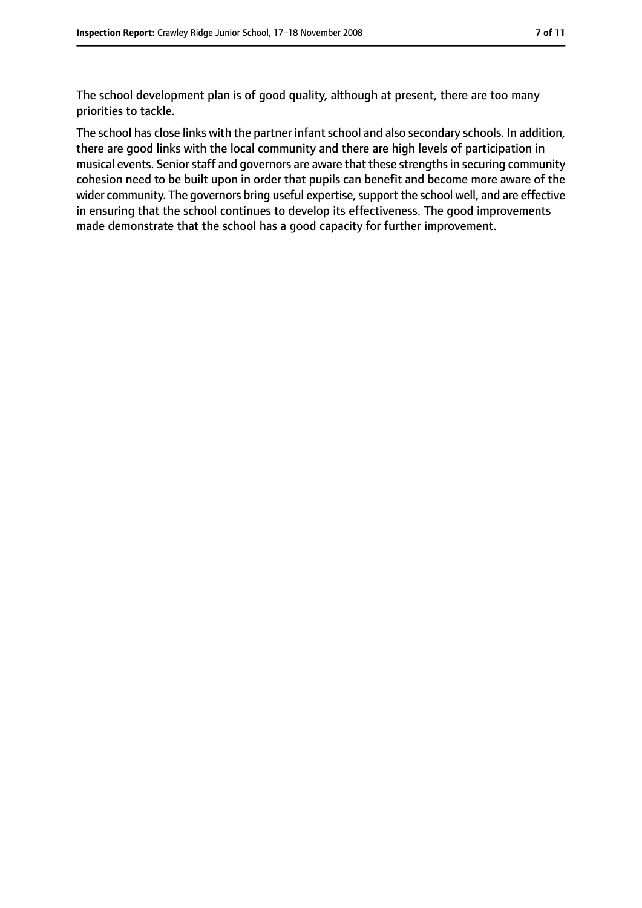The school development plan is of good quality, although at present, there are too many priorities to tackle.

The school has close links with the partner infant school and also secondary schools. In addition, there are good links with the local community and there are high levels of participation in musical events. Senior staff and governors are aware that these strengths in securing community cohesion need to be built upon in order that pupils can benefit and become more aware of the wider community. The governors bring useful expertise, support the school well, and are effective in ensuring that the school continues to develop its effectiveness. The good improvements made demonstrate that the school has a good capacity for further improvement.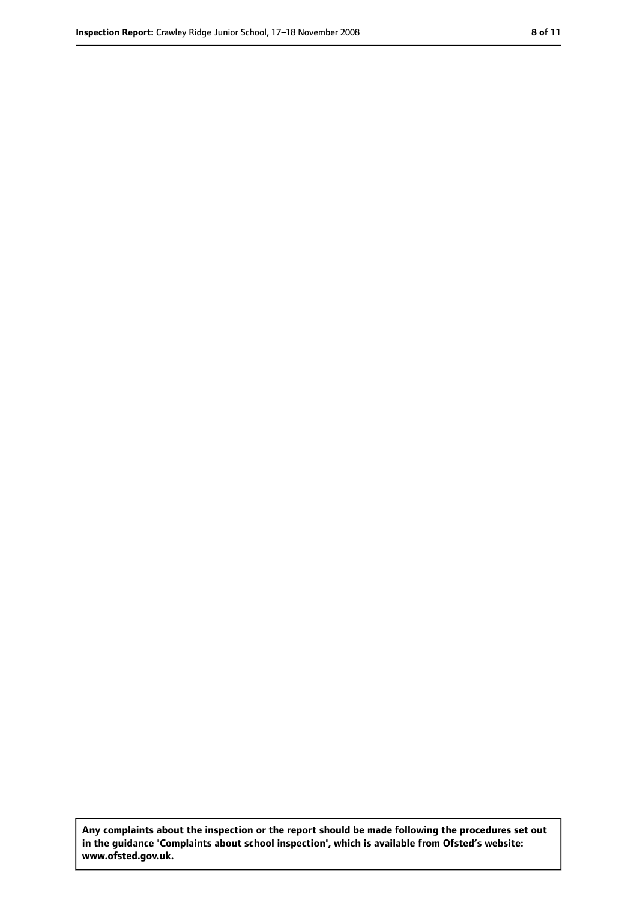**Any complaints about the inspection or the report should be made following the procedures set out in the guidance 'Complaints about school inspection', which is available from Ofsted's website: www.ofsted.gov.uk.**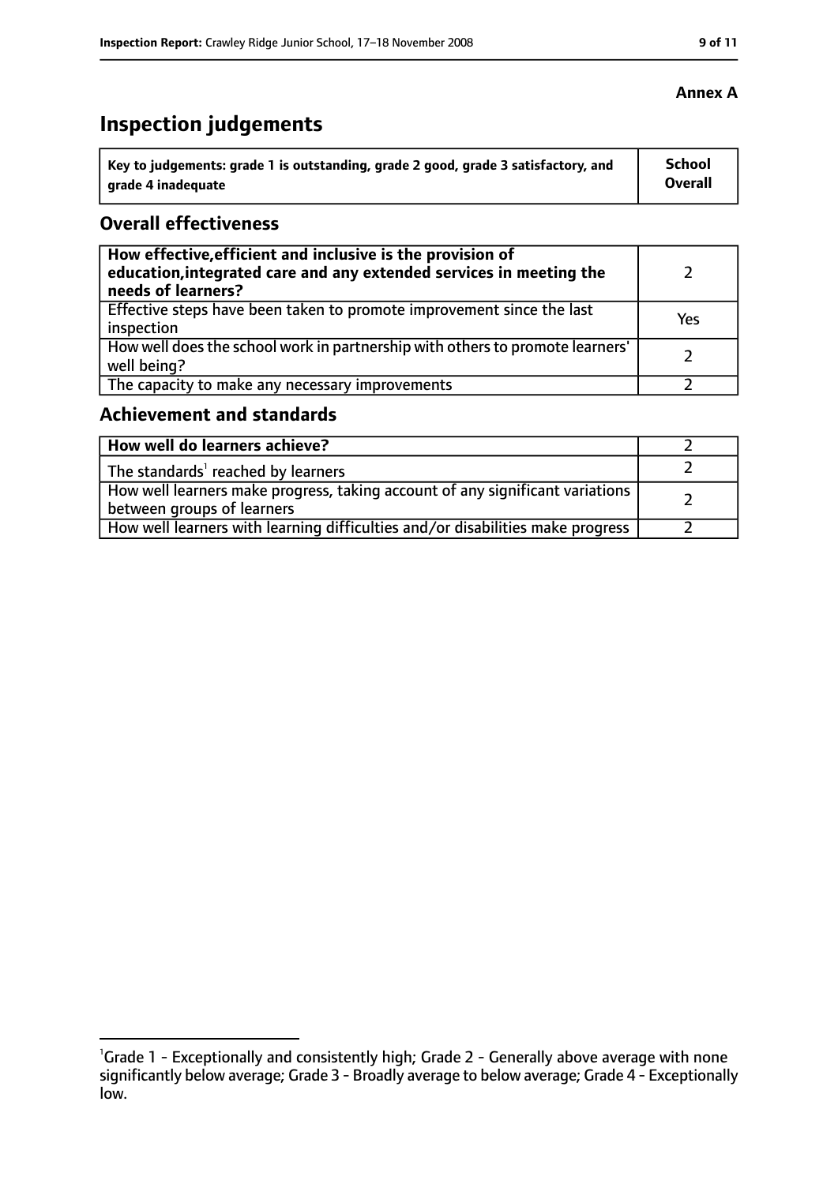**Annex A**

# Inspection judgements

| Key to judgements: grade 1 is outstanding, grade 2 good, grade 3 satisfactory, and grade 4 inadequate | School Overall |
|---|---|

## Overall effectiveness

| | |
|---|---|
| **How effective, efficient and inclusive is the provision of education, integrated care and any extended services in meeting the needs of learners?** | 2 |
| Effective steps have been taken to promote improvement since the last inspection | Yes |
| How well does the school work in partnership with others to promote learners' well being? | 2 |
| The capacity to make any necessary improvements | 2 |

## Achievement and standards

| | |
|---|---|
| **How well do learners achieve?** | 2 |
| The standards[1] reached by learners | 2 |
| How well learners make progress, taking account of any significant variations between groups of learners | 2 |
| How well learners with learning difficulties and/or disabilities make progress | 2 |

[1]Grade 1 - Exceptionally and consistently high; Grade 2 - Generally above average with none significantly below average; Grade 3 - Broadly average to below average; Grade 4 - Exceptionally low.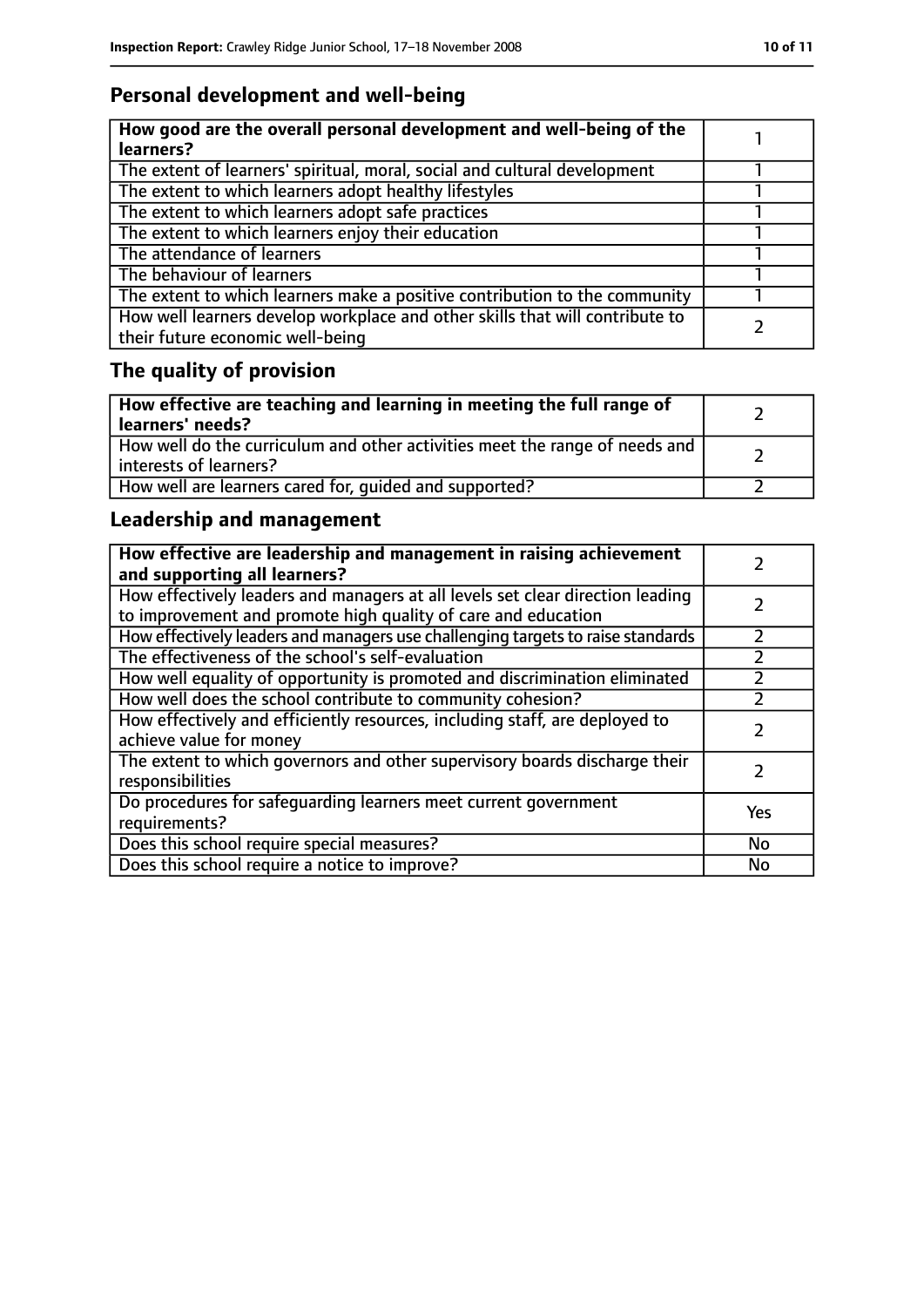## Personal development and well-being

| **How good are the overall personal development and well-being of the learners?** | 1 |
|---|---|
| The extent of learners' spiritual, moral, social and cultural development | 1 |
| The extent to which learners adopt healthy lifestyles | 1 |
| The extent to which learners adopt safe practices | 1 |
| The extent to which learners enjoy their education | 1 |
| The attendance of learners | 1 |
| The behaviour of learners | 1 |
| The extent to which learners make a positive contribution to the community | 1 |
| How well learners develop workplace and other skills that will contribute to their future economic well-being | 2 |

## The quality of provision

| **How effective are teaching and learning in meeting the full range of learners' needs?** | 2 |
|---|---|
| How well do the curriculum and other activities meet the range of needs and interests of learners? | 2 |
| How well are learners cared for, guided and supported? | 2 |

## Leadership and management

| **How effective are leadership and management in raising achievement and supporting all learners?** | 2 |
|---|---|
| How effectively leaders and managers at all levels set clear direction leading to improvement and promote high quality of care and education | 2 |
| How effectively leaders and managers use challenging targets to raise standards | 2 |
| The effectiveness of the school's self-evaluation | 2 |
| How well equality of opportunity is promoted and discrimination eliminated | 2 |
| How well does the school contribute to community cohesion? | 2 |
| How effectively and efficiently resources, including staff, are deployed to achieve value for money | 2 |
| The extent to which governors and other supervisory boards discharge their responsibilities | 2 |
| Do procedures for safeguarding learners meet current government requirements? | Yes |
| Does this school require special measures? | No |
| Does this school require a notice to improve? | No |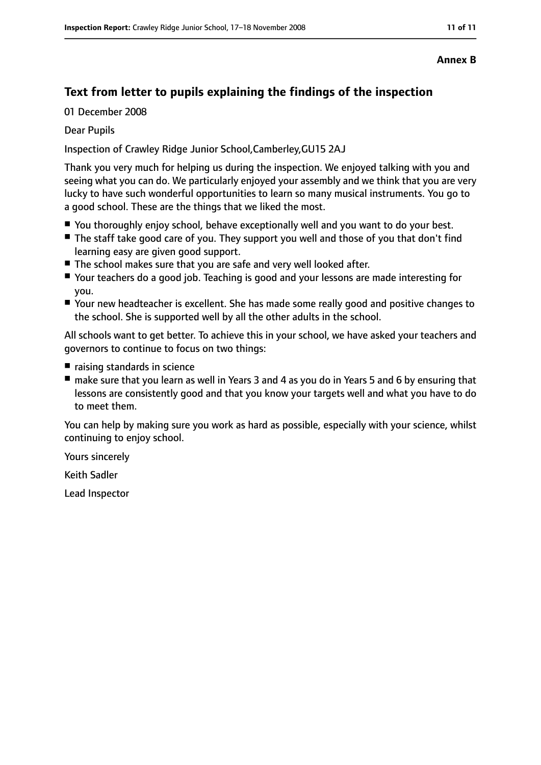**Annex B**

## Text from letter to pupils explaining the findings of the inspection

01 December 2008

Dear Pupils

Inspection of Crawley Ridge Junior School,Camberley,GU15 2AJ

Thank you very much for helping us during the inspection. We enjoyed talking with you and seeing what you can do. We particularly enjoyed your assembly and we think that you are very lucky to have such wonderful opportunities to learn so many musical instruments. You go to a good school. These are the things that we liked the most.

- You thoroughly enjoy school, behave exceptionally well and you want to do your best.
- The staff take good care of you. They support you well and those of you that don't find learning easy are given good support.
- The school makes sure that you are safe and very well looked after.
- Your teachers do a good job. Teaching is good and your lessons are made interesting for you.
- Your new headteacher is excellent. She has made some really good and positive changes to the school. She is supported well by all the other adults in the school.

All schools want to get better. To achieve this in your school, we have asked your teachers and governors to continue to focus on two things:

- raising standards in science
- make sure that you learn as well in Years 3 and 4 as you do in Years 5 and 6 by ensuring that lessons are consistently good and that you know your targets well and what you have to do to meet them.

You can help by making sure you work as hard as possible, especially with your science, whilst continuing to enjoy school.

Yours sincerely

Keith Sadler

Lead Inspector